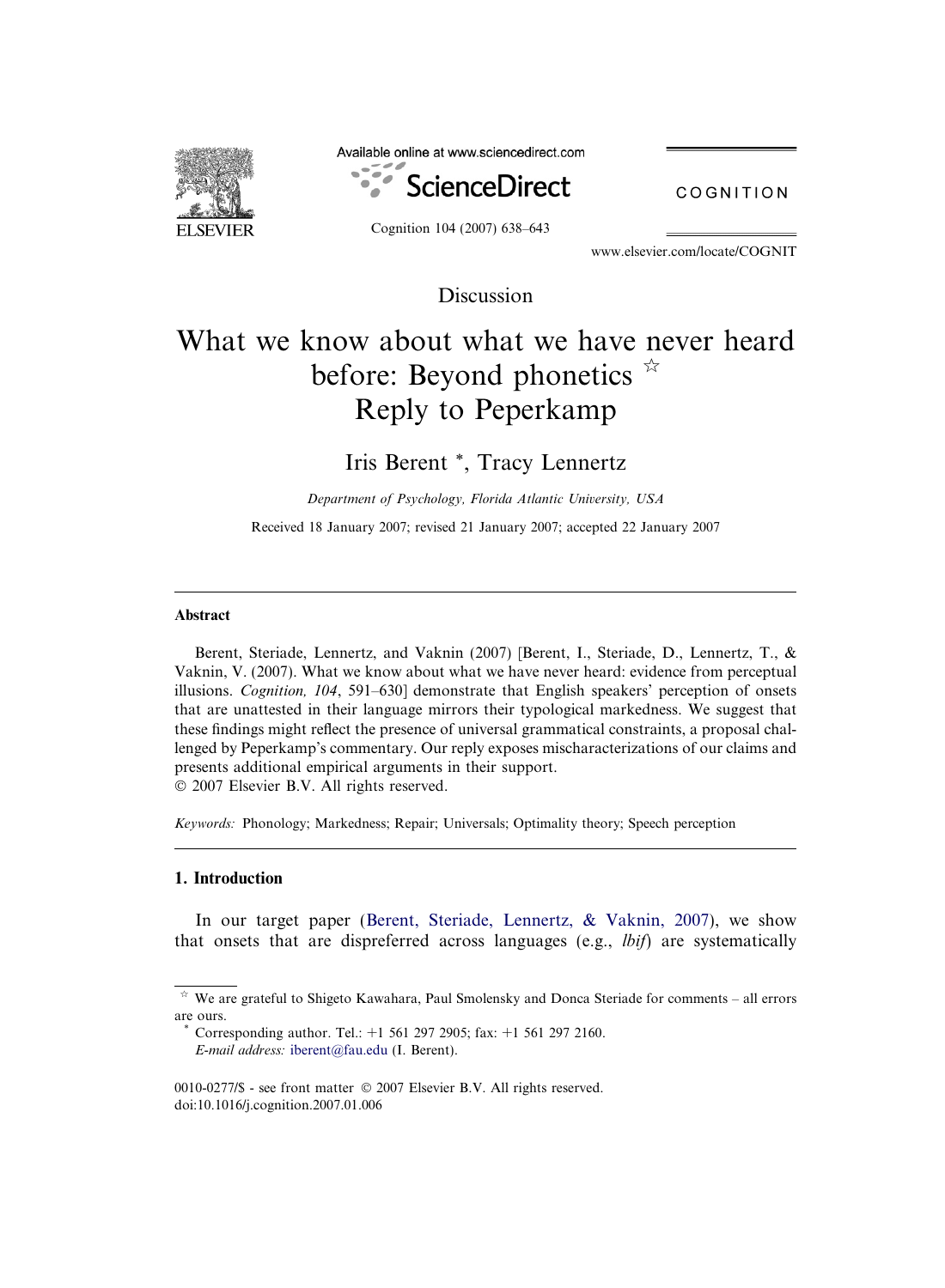Discussion

# What we know about what we have never heard before: Beyond phonetics ☆ Reply to Peperkamp

Iris Berent *, Tracy Lennertz

*Department of Psychology, Florida Atlantic University, USA*

Received 18 January 2007; revised 21 January 2007; accepted 22 January 2007

## Abstract

Berent, Steriade, Lennertz, and Vaknin (2007) [Berent, I., Steriade, D., Lennertz, T., & Vaknin, V. (2007). What we know about what we have never heard: evidence from perceptual illusions. *Cognition, 104*, 591–630] demonstrate that English speakers' perception of onsets that are unattested in their language mirrors their typological markedness. We suggest that these findings might reflect the presence of universal grammatical constraints, a proposal challenged by Peperkamp's commentary. Our reply exposes mischaracterizations of our claims and presents additional empirical arguments in their support.

© 2007 Elsevier B.V. All rights reserved.

*Keywords:* Phonology; Markedness; Repair; Universals; Optimality theory; Speech perception

## 1. Introduction

In our target paper (Berent, Steriade, Lennertz, & Vaknin, 2007), we show that onsets that are dispreferred across languages (e.g., *lbif*) are systematically

☆ We are grateful to Shigeto Kawahara, Paul Smolensky and Donca Steriade for comments – all errors are ours.

* Corresponding author. Tel.: +1 561 297 2905; fax: +1 561 297 2160. *E-mail address:* iberent@fau.edu (I. Berent).

0010-0277/$ - see front matter © 2007 Elsevier B.V. All rights reserved.
doi:10.1016/j.cognition.2007.01.006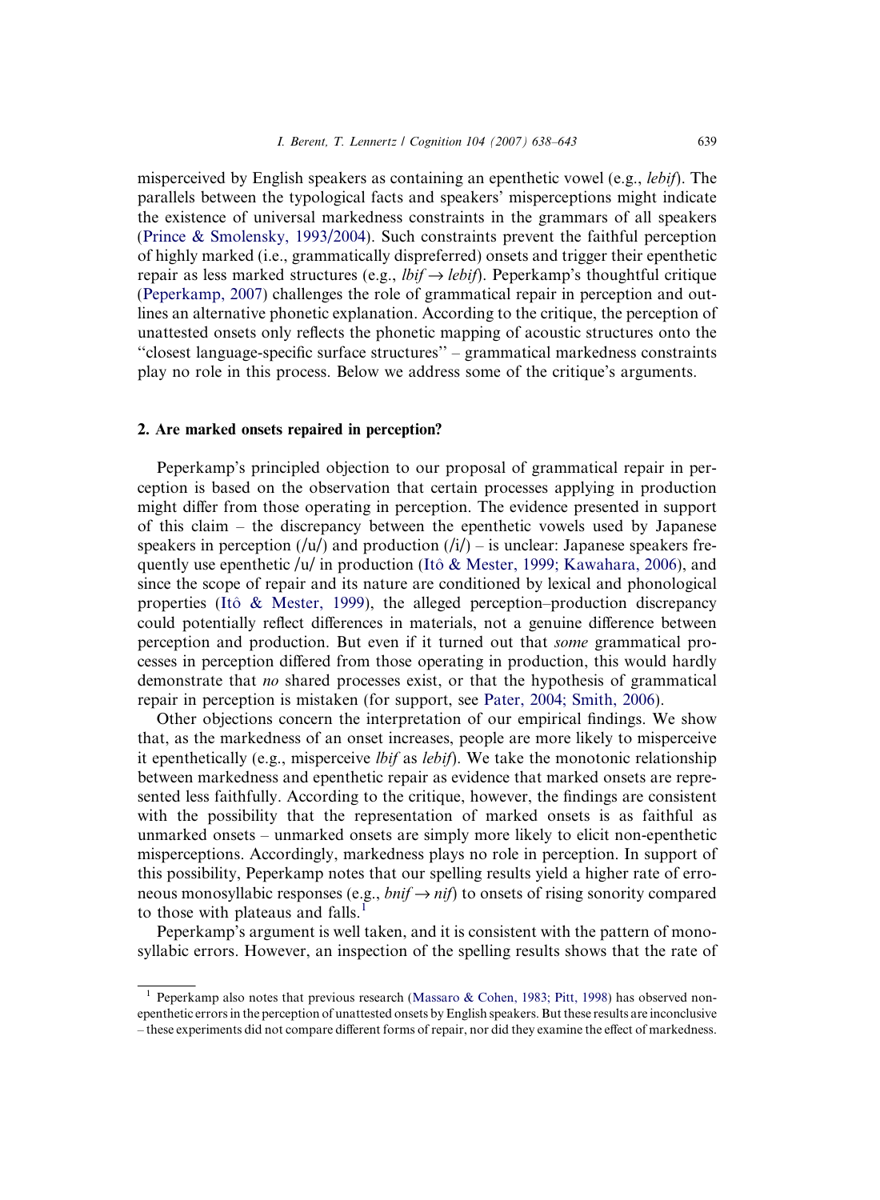misperceived by English speakers as containing an epenthetic vowel (e.g., *lebif*). The parallels between the typological facts and speakers' misperceptions might indicate the existence of universal markedness constraints in the grammars of all speakers (Prince & Smolensky, 1993/2004). Such constraints prevent the faithful perception of highly marked (i.e., grammatically dispreferred) onsets and trigger their epenthetic repair as less marked structures (e.g., *lbif* → *lebif*). Peperkamp's thoughtful critique (Peperkamp, 2007) challenges the role of grammatical repair in perception and outlines an alternative phonetic explanation. According to the critique, the perception of unattested onsets only reflects the phonetic mapping of acoustic structures onto the "closest language-specific surface structures" – grammatical markedness constraints play no role in this process. Below we address some of the critique's arguments.

## 2. Are marked onsets repaired in perception?

Peperkamp's principled objection to our proposal of grammatical repair in perception is based on the observation that certain processes applying in production might differ from those operating in perception. The evidence presented in support of this claim – the discrepancy between the epenthetic vowels used by Japanese speakers in perception (/u/) and production (/i/) – is unclear: Japanese speakers frequently use epenthetic /u/ in production (Itô & Mester, 1999; Kawahara, 2006), and since the scope of repair and its nature are conditioned by lexical and phonological properties (Itô & Mester, 1999), the alleged perception–production discrepancy could potentially reflect differences in materials, not a genuine difference between perception and production. But even if it turned out that *some* grammatical processes in perception differed from those operating in production, this would hardly demonstrate that *no* shared processes exist, or that the hypothesis of grammatical repair in perception is mistaken (for support, see Pater, 2004; Smith, 2006).

Other objections concern the interpretation of our empirical findings. We show that, as the markedness of an onset increases, people are more likely to misperceive it epenthetically (e.g., misperceive *lbif* as *lebif*). We take the monotonic relationship between markedness and epenthetic repair as evidence that marked onsets are represented less faithfully. According to the critique, however, the findings are consistent with the possibility that the representation of marked onsets is as faithful as unmarked onsets – unmarked onsets are simply more likely to elicit non-epenthetic misperceptions. Accordingly, markedness plays no role in perception. In support of this possibility, Peperkamp notes that our spelling results yield a higher rate of erroneous monosyllabic responses (e.g., *bnif* → *nif*) to onsets of rising sonority compared to those with plateaus and falls.[1]

Peperkamp's argument is well taken, and it is consistent with the pattern of monosyllabic errors. However, an inspection of the spelling results shows that the rate of

[1] Peperkamp also notes that previous research (Massaro & Cohen, 1983; Pitt, 1998) has observed non-epenthetic errors in the perception of unattested onsets by English speakers. But these results are inconclusive – these experiments did not compare different forms of repair, nor did they examine the effect of markedness.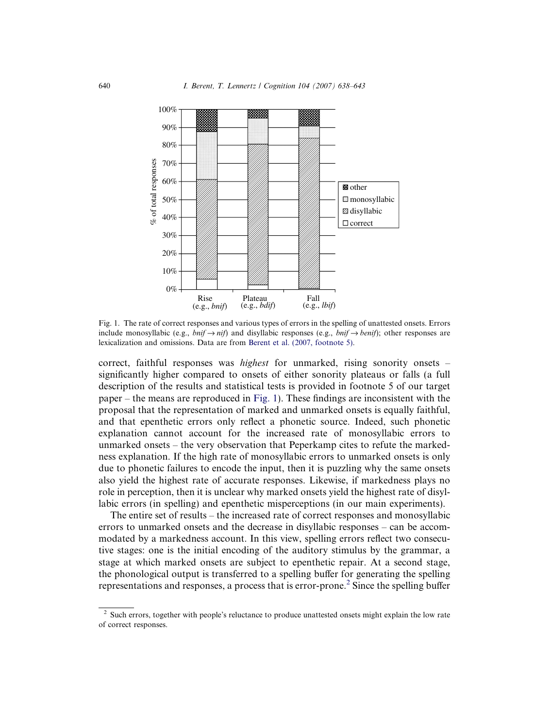100%
90%
80%
70%
60%
50%
40%
30%
20%
10%
0%

% of total responses

Rise (e.g., *bnif*)
Plateau (e.g., *bdif*)
Fall (e.g., *lbif*)

other
monosyllabic
disyllabic
correct

Fig. 1. The rate of correct responses and various types of errors in the spelling of unattested onsets. Errors include monosyllabic (e.g., *bnif* → *nif*) and disyllabic responses (e.g., *bnif* → *benif*); other responses are lexicalization and omissions. Data are from Berent et al. (2007, footnote 5).

correct, faithful responses was *highest* for unmarked, rising sonority onsets – significantly higher compared to onsets of either sonority plateaus or falls (a full description of the results and statistical tests is provided in footnote 5 of our target paper – the means are reproduced in Fig. 1). These findings are inconsistent with the proposal that the representation of marked and unmarked onsets is equally faithful, and that epenthetic errors only reflect a phonetic source. Indeed, such phonetic explanation cannot account for the increased rate of monosyllabic errors to unmarked onsets – the very observation that Peperkamp cites to refute the markedness explanation. If the high rate of monosyllabic errors to unmarked onsets is only due to phonetic failures to encode the input, then it is puzzling why the same onsets also yield the highest rate of accurate responses. Likewise, if markedness plays no role in perception, then it is unclear why marked onsets yield the highest rate of disyllabic errors (in spelling) and epenthetic misperceptions (in our main experiments).

The entire set of results – the increased rate of correct responses and monosyllabic errors to unmarked onsets and the decrease in disyllabic responses – can be accommodated by a markedness account. In this view, spelling errors reflect two consecutive stages: one is the initial encoding of the auditory stimulus by the grammar, a stage at which marked onsets are subject to epenthetic repair. At a second stage, the phonological output is transferred to a spelling buffer for generating the spelling representations and responses, a process that is error-prone.[2] Since the spelling buffer

[2] Such errors, together with people's reluctance to produce unattested onsets might explain the low rate of correct responses.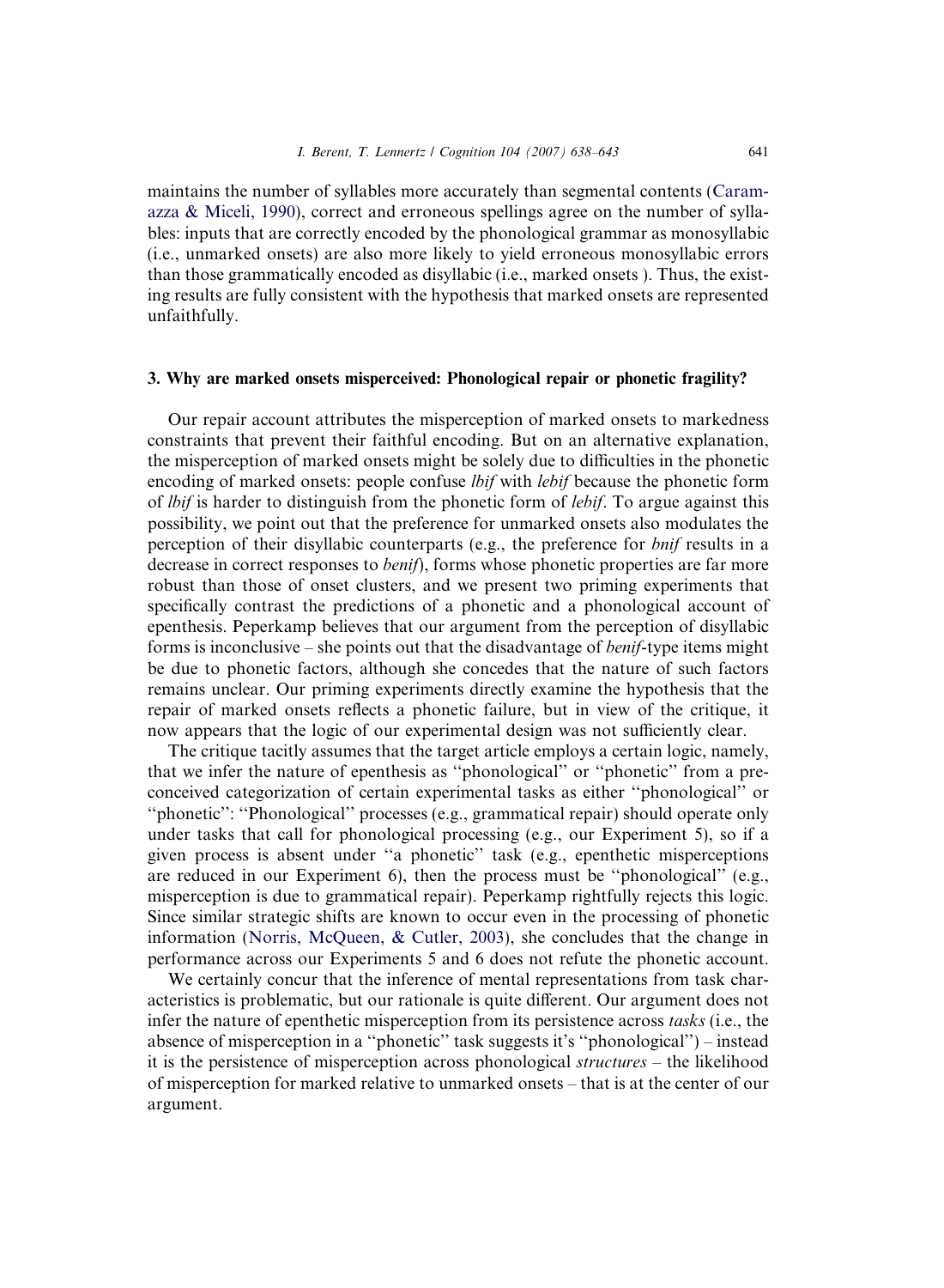maintains the number of syllables more accurately than segmental contents (Caramazza & Miceli, 1990), correct and erroneous spellings agree on the number of syllables: inputs that are correctly encoded by the phonological grammar as monosyllabic (i.e., unmarked onsets) are also more likely to yield erroneous monosyllabic errors than those grammatically encoded as disyllabic (i.e., marked onsets ). Thus, the existing results are fully consistent with the hypothesis that marked onsets are represented unfaithfully.

## 3. Why are marked onsets misperceived: Phonological repair or phonetic fragility?

Our repair account attributes the misperception of marked onsets to markedness constraints that prevent their faithful encoding. But on an alternative explanation, the misperception of marked onsets might be solely due to difficulties in the phonetic encoding of marked onsets: people confuse *lbif* with *lebif* because the phonetic form of *lbif* is harder to distinguish from the phonetic form of *lebif*. To argue against this possibility, we point out that the preference for unmarked onsets also modulates the perception of their disyllabic counterparts (e.g., the preference for *bnif* results in a decrease in correct responses to *benif*), forms whose phonetic properties are far more robust than those of onset clusters, and we present two priming experiments that specifically contrast the predictions of a phonetic and a phonological account of epenthesis. Peperkamp believes that our argument from the perception of disyllabic forms is inconclusive – she points out that the disadvantage of *benif*-type items might be due to phonetic factors, although she concedes that the nature of such factors remains unclear. Our priming experiments directly examine the hypothesis that the repair of marked onsets reflects a phonetic failure, but in view of the critique, it now appears that the logic of our experimental design was not sufficiently clear.

The critique tacitly assumes that the target article employs a certain logic, namely, that we infer the nature of epenthesis as ''phonological'' or ''phonetic'' from a preconceived categorization of certain experimental tasks as either ''phonological'' or ''phonetic'': ''Phonological'' processes (e.g., grammatical repair) should operate only under tasks that call for phonological processing (e.g., our Experiment 5), so if a given process is absent under ''a phonetic'' task (e.g., epenthetic misperceptions are reduced in our Experiment 6), then the process must be ''phonological'' (e.g., misperception is due to grammatical repair). Peperkamp rightfully rejects this logic. Since similar strategic shifts are known to occur even in the processing of phonetic information (Norris, McQueen, & Cutler, 2003), she concludes that the change in performance across our Experiments 5 and 6 does not refute the phonetic account.

We certainly concur that the inference of mental representations from task characteristics is problematic, but our rationale is quite different. Our argument does not infer the nature of epenthetic misperception from its persistence across *tasks* (i.e., the absence of misperception in a ''phonetic'' task suggests it's ''phonological'') – instead it is the persistence of misperception across phonological *structures* – the likelihood of misperception for marked relative to unmarked onsets – that is at the center of our argument.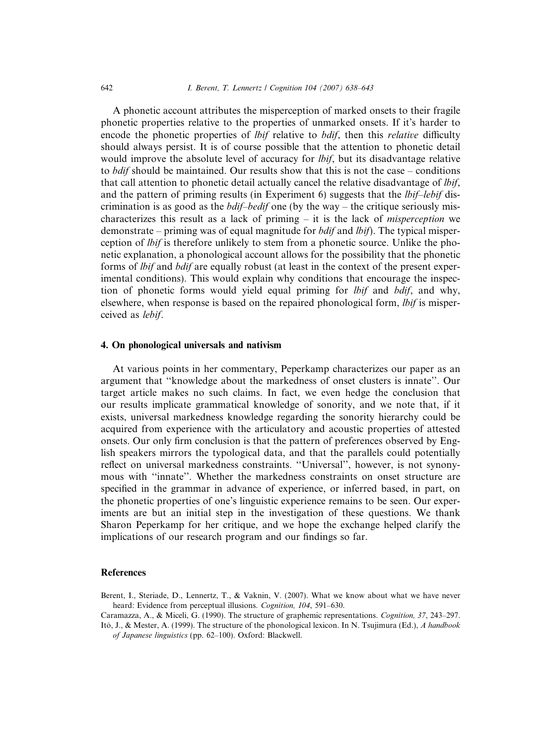A phonetic account attributes the misperception of marked onsets to their fragile phonetic properties relative to the properties of unmarked onsets. If it's harder to encode the phonetic properties of *lbif* relative to *bdif*, then this *relative* difficulty should always persist. It is of course possible that the attention to phonetic detail would improve the absolute level of accuracy for *lbif*, but its disadvantage relative to *bdif* should be maintained. Our results show that this is not the case – conditions that call attention to phonetic detail actually cancel the relative disadvantage of *lbif*, and the pattern of priming results (in Experiment 6) suggests that the *lbif–lebif* discrimination is as good as the *bdif–bedif* one (by the way – the critique seriously mischaracterizes this result as a lack of priming – it is the lack of *misperception* we demonstrate – priming was of equal magnitude for *bdif* and *lbif*). The typical misperception of *lbif* is therefore unlikely to stem from a phonetic source. Unlike the phonetic explanation, a phonological account allows for the possibility that the phonetic forms of *lbif* and *bdif* are equally robust (at least in the context of the present experimental conditions). This would explain why conditions that encourage the inspection of phonetic forms would yield equal priming for *lbif* and *bdif*, and why, elsewhere, when response is based on the repaired phonological form, *lbif* is misperceived as *lebif*.

## 4. On phonological universals and nativism

At various points in her commentary, Peperkamp characterizes our paper as an argument that "knowledge about the markedness of onset clusters is innate". Our target article makes no such claims. In fact, we even hedge the conclusion that our results implicate grammatical knowledge of sonority, and we note that, if it exists, universal markedness knowledge regarding the sonority hierarchy could be acquired from experience with the articulatory and acoustic properties of attested onsets. Our only firm conclusion is that the pattern of preferences observed by English speakers mirrors the typological data, and that the parallels could potentially reflect on universal markedness constraints. "Universal", however, is not synonymous with "innate". Whether the markedness constraints on onset structure are specified in the grammar in advance of experience, or inferred based, in part, on the phonetic properties of one's linguistic experience remains to be seen. Our experiments are but an initial step in the investigation of these questions. We thank Sharon Peperkamp for her critique, and we hope the exchange helped clarify the implications of our research program and our findings so far.

## References

Berent, I., Steriade, D., Lennertz, T., & Vaknin, V. (2007). What we know about what we have never heard: Evidence from perceptual illusions. *Cognition, 104*, 591–630.

Caramazza, A., & Miceli, G. (1990). The structure of graphemic representations. *Cognition, 37*, 243–297.

Itô, J., & Mester, A. (1999). The structure of the phonological lexicon. In N. Tsujimura (Ed.), *A handbook of Japanese linguistics* (pp. 62–100). Oxford: Blackwell.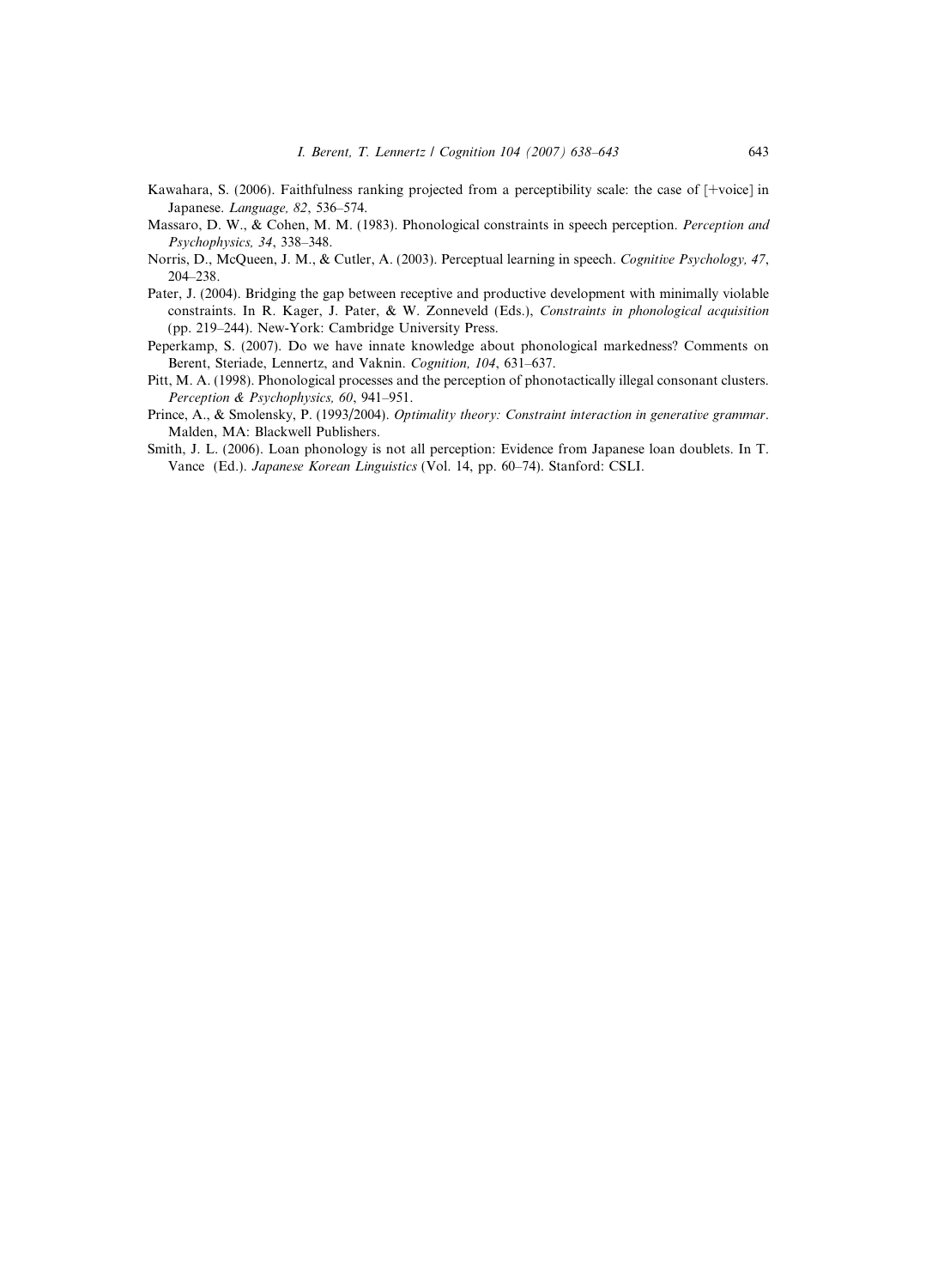Kawahara, S. (2006). Faithfulness ranking projected from a perceptibility scale: the case of [+voice] in Japanese. *Language, 82*, 536–574.

Massaro, D. W., & Cohen, M. M. (1983). Phonological constraints in speech perception. *Perception and Psychophysics, 34*, 338–348.

Norris, D., McQueen, J. M., & Cutler, A. (2003). Perceptual learning in speech. *Cognitive Psychology, 47*, 204–238.

Pater, J. (2004). Bridging the gap between receptive and productive development with minimally violable constraints. In R. Kager, J. Pater, & W. Zonneveld (Eds.), *Constraints in phonological acquisition* (pp. 219–244). New-York: Cambridge University Press.

Peperkamp, S. (2007). Do we have innate knowledge about phonological markedness? Comments on Berent, Steriade, Lennertz, and Vaknin. *Cognition, 104*, 631–637.

Pitt, M. A. (1998). Phonological processes and the perception of phonotactically illegal consonant clusters. *Perception & Psychophysics, 60*, 941–951.

Prince, A., & Smolensky, P. (1993/2004). *Optimality theory: Constraint interaction in generative grammar*. Malden, MA: Blackwell Publishers.

Smith, J. L. (2006). Loan phonology is not all perception: Evidence from Japanese loan doublets. In T. Vance (Ed.). *Japanese Korean Linguistics* (Vol. 14, pp. 60–74). Stanford: CSLI.